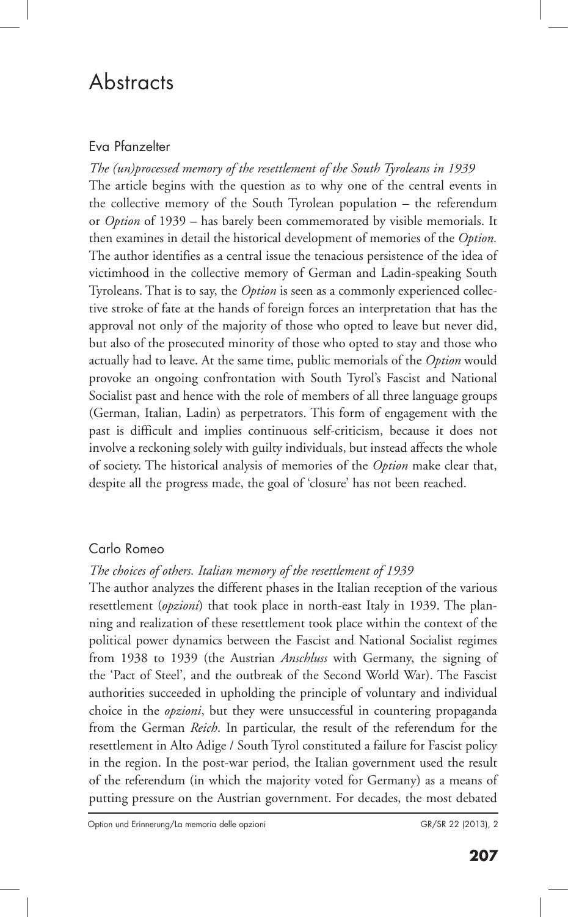# Abstracts

## Eva Pfanzelter

*The (un)processed memory of the resettlement of the South Tyroleans in 1939*

The article begins with the question as to why one of the central events in the collective memory of the South Tyrolean population – the referendum or *Option* of 1939 – has barely been commemorated by visible memorials. It then examines in detail the historical development of memories of the *Option.* The author identifies as a central issue the tenacious persistence of the idea of victimhood in the collective memory of German and Ladin-speaking South Tyroleans. That is to say, the *Option* is seen as a commonly experienced collective stroke of fate at the hands of foreign forces an interpretation that has the approval not only of the majority of those who opted to leave but never did, but also of the prosecuted minority of those who opted to stay and those who actually had to leave. At the same time, public memorials of the *Option* would provoke an ongoing confrontation with South Tyrol's Fascist and National Socialist past and hence with the role of members of all three language groups (German, Italian, Ladin) as perpetrators. This form of engagement with the past is difficult and implies continuous self-criticism, because it does not involve a reckoning solely with guilty individuals, but instead affects the whole of society. The historical analysis of memories of the *Option* make clear that, despite all the progress made, the goal of 'closure' has not been reached.

## Carlo Romeo

*The choices of others. Italian memory of the resettlement of 1939*

The author analyzes the different phases in the Italian reception of the various resettlement (*opzioni*) that took place in north-east Italy in 1939. The planning and realization of these resettlement took place within the context of the political power dynamics between the Fascist and National Socialist regimes from 1938 to 1939 (the Austrian *Anschluss* with Germany, the signing of the 'Pact of Steel', and the outbreak of the Second World War). The Fascist authorities succeeded in upholding the principle of voluntary and individual choice in the *opzioni*, but they were unsuccessful in countering propaganda from the German *Reich*. In particular, the result of the referendum for the resettlement in Alto Adige / South Tyrol constituted a failure for Fascist policy in the region. In the post-war period, the Italian government used the result of the referendum (in which the majority voted for Germany) as a means of putting pressure on the Austrian government. For decades, the most debated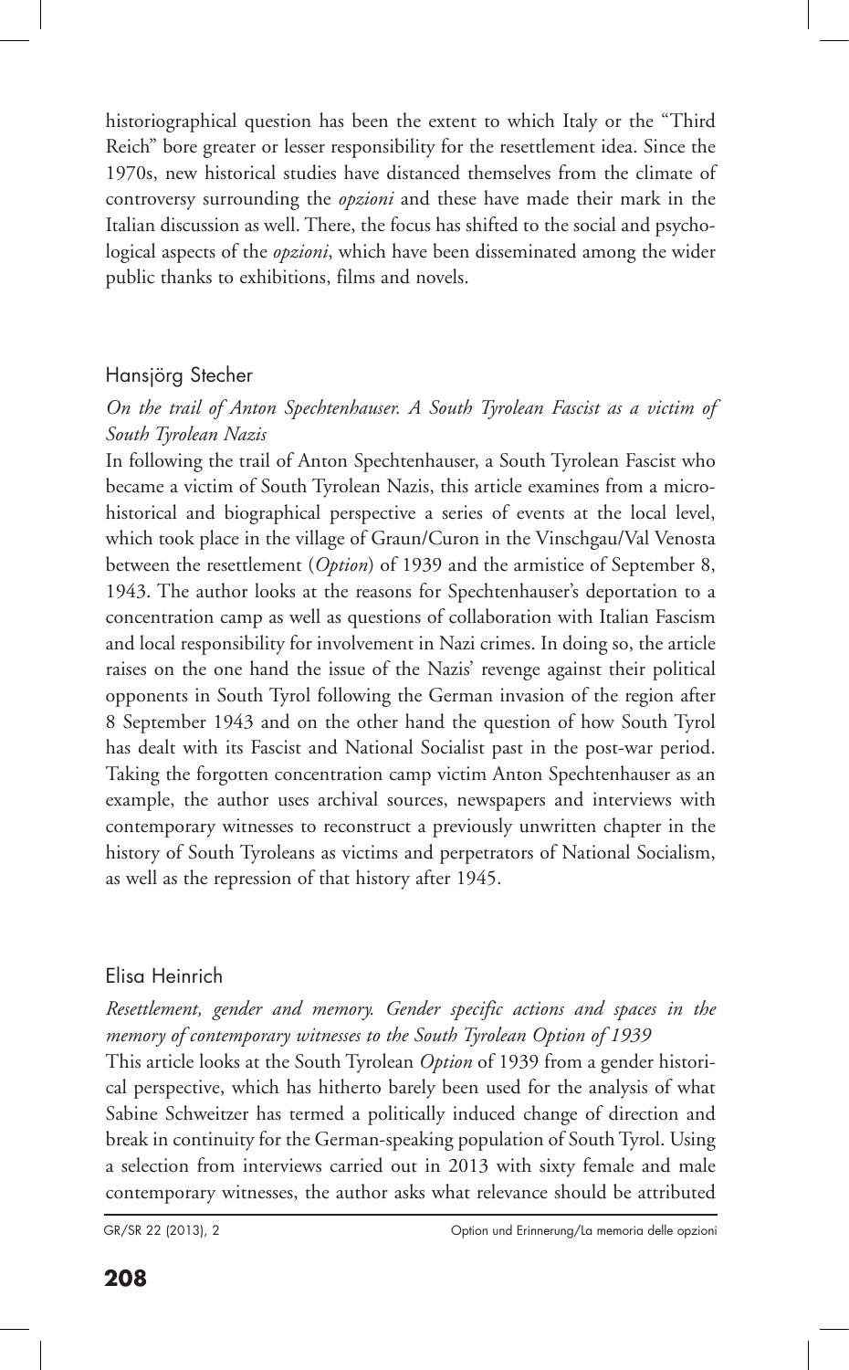historiographical question has been the extent to which Italy or the "Third Reich" bore greater or lesser responsibility for the resettlement idea. Since the 1970s, new historical studies have distanced themselves from the climate of controversy surrounding the *opzioni* and these have made their mark in the Italian discussion as well. There, the focus has shifted to the social and psychological aspects of the *opzioni*, which have been disseminated among the wider public thanks to exhibitions, films and novels.

## Hansjörg Stecher

*On the trail of Anton Spechtenhauser. A South Tyrolean Fascist as a victim of South Tyrolean Nazis*

In following the trail of Anton Spechtenhauser, a South Tyrolean Fascist who became a victim of South Tyrolean Nazis, this article examines from a microhistorical and biographical perspective a series of events at the local level, which took place in the village of Graun/Curon in the Vinschgau/Val Venosta between the resettlement (*Option*) of 1939 and the armistice of September 8, 1943. The author looks at the reasons for Spechtenhauser's deportation to a concentration camp as well as questions of collaboration with Italian Fascism and local responsibility for involvement in Nazi crimes. In doing so, the article raises on the one hand the issue of the Nazis' revenge against their political opponents in South Tyrol following the German invasion of the region after 8 September 1943 and on the other hand the question of how South Tyrol has dealt with its Fascist and National Socialist past in the post-war period. Taking the forgotten concentration camp victim Anton Spechtenhauser as an example, the author uses archival sources, newspapers and interviews with contemporary witnesses to reconstruct a previously unwritten chapter in the history of South Tyroleans as victims and perpetrators of National Socialism, as well as the repression of that history after 1945.

## Elisa Heinrich

*Resettlement, gender and memory. Gender specific actions and spaces in the memory of contemporary witnesses to the South Tyrolean Option of 1939*

This article looks at the South Tyrolean *Option* of 1939 from a gender historical perspective, which has hitherto barely been used for the analysis of what Sabine Schweitzer has termed a politically induced change of direction and break in continuity for the German-speaking population of South Tyrol. Using a selection from interviews carried out in 2013 with sixty female and male contemporary witnesses, the author asks what relevance should be attributed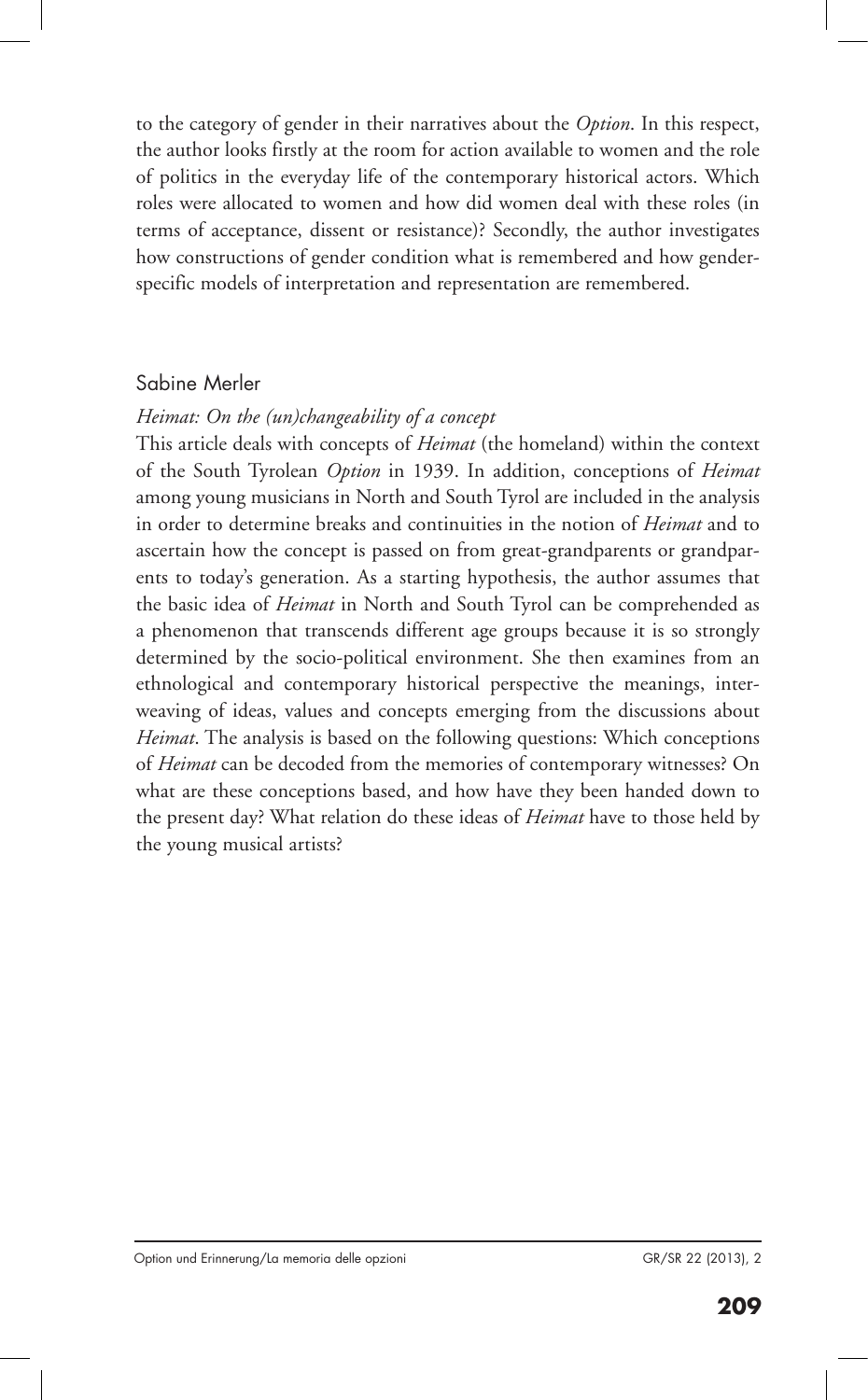to the category of gender in their narratives about the *Option*. In this respect, the author looks firstly at the room for action available to women and the role of politics in the everyday life of the contemporary historical actors. Which roles were allocated to women and how did women deal with these roles (in terms of acceptance, dissent or resistance)? Secondly, the author investigates how constructions of gender condition what is remembered and how gender-specific models of interpretation and representation are remembered.

## Sabine Merler

*Heimat: On the (un)changeability of a concept*

This article deals with concepts of *Heimat* (the homeland) within the context of the South Tyrolean *Option* in 1939. In addition, conceptions of *Heimat* among young musicians in North and South Tyrol are included in the analysis in order to determine breaks and continuities in the notion of *Heimat* and to ascertain how the concept is passed on from great-grandparents or grandparents to today's generation. As a starting hypothesis, the author assumes that the basic idea of *Heimat* in North and South Tyrol can be comprehended as a phenomenon that transcends different age groups because it is so strongly determined by the socio-political environment. She then examines from an ethnological and contemporary historical perspective the meanings, interweaving of ideas, values and concepts emerging from the discussions about *Heimat*. The analysis is based on the following questions: Which conceptions of *Heimat* can be decoded from the memories of contemporary witnesses? On what are these conceptions based, and how have they been handed down to the present day? What relation do these ideas of *Heimat* have to those held by the young musical artists?